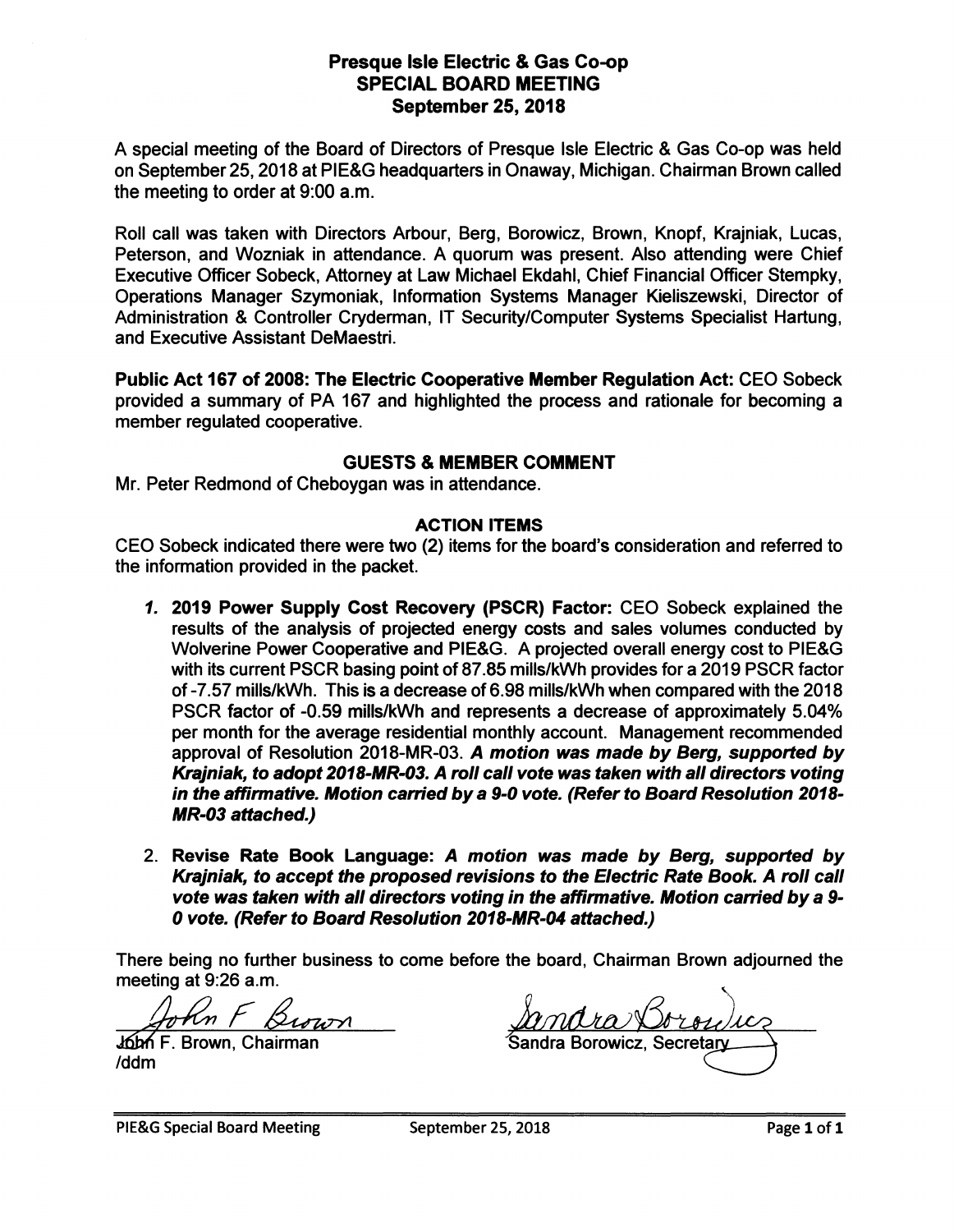# Presque Isle Electric & Gas Co-op
## SPECIAL BOARD MEETING
### September 25, 2018

A special meeting of the Board of Directors of Presque Isle Electric & Gas Co-op was held on September 25, 2018 at PIE&G headquarters in Onaway, Michigan. Chairman Brown called the meeting to order at 9:00 a.m.

Roll call was taken with Directors Arbour, Berg, Borowicz, Brown, Knopf, Krajniak, Lucas, Peterson, and Wozniak in attendance. A quorum was present. Also attending were Chief Executive Officer Sobeck, Attorney at Law Michael Ekdahl, Chief Financial Officer Stempky, Operations Manager Szymoniak, Information Systems Manager Kieliszewski, Director of Administration & Controller Cryderman, IT Security/Computer Systems Specialist Hartung, and Executive Assistant DeMaestri.

**Public Act 167 of 2008: The Electric Cooperative Member Regulation Act:** CEO Sobeck provided a summary of PA 167 and highlighted the process and rationale for becoming a member regulated cooperative.

### GUESTS & MEMBER COMMENT

Mr. Peter Redmond of Cheboygan was in attendance.

### ACTION ITEMS

CEO Sobeck indicated there were two (2) items for the board's consideration and referred to the information provided in the packet.

1. **2019 Power Supply Cost Recovery (PSCR) Factor:** CEO Sobeck explained the results of the analysis of projected energy costs and sales volumes conducted by Wolverine Power Cooperative and PIE&G. A projected overall energy cost to PIE&G with its current PSCR basing point of 87.85 mills/kWh provides for a 2019 PSCR factor of -7.57 mills/kWh. This is a decrease of 6.98 mills/kWh when compared with the 2018 PSCR factor of -0.59 mills/kWh and represents a decrease of approximately 5.04% per month for the average residential monthly account. Management recommended approval of Resolution 2018-MR-03. ***A motion was made by Berg, supported by Krajniak, to adopt 2018-MR-03. A roll call vote was taken with all directors voting in the affirmative. Motion carried by a 9-0 vote. (Refer to Board Resolution 2018-MR-03 attached.)***

2. **Revise Rate Book Language:** ***A motion was made by Berg, supported by Krajniak, to accept the proposed revisions to the Electric Rate Book. A roll call vote was taken with all directors voting in the affirmative. Motion carried by a 9-0 vote. (Refer to Board Resolution 2018-MR-04 attached.)***

There being no further business to come before the board, Chairman Brown adjourned the meeting at 9:26 a.m.

John F. Brown, Chairman
/ddm

Sandra Borowicz, Secretary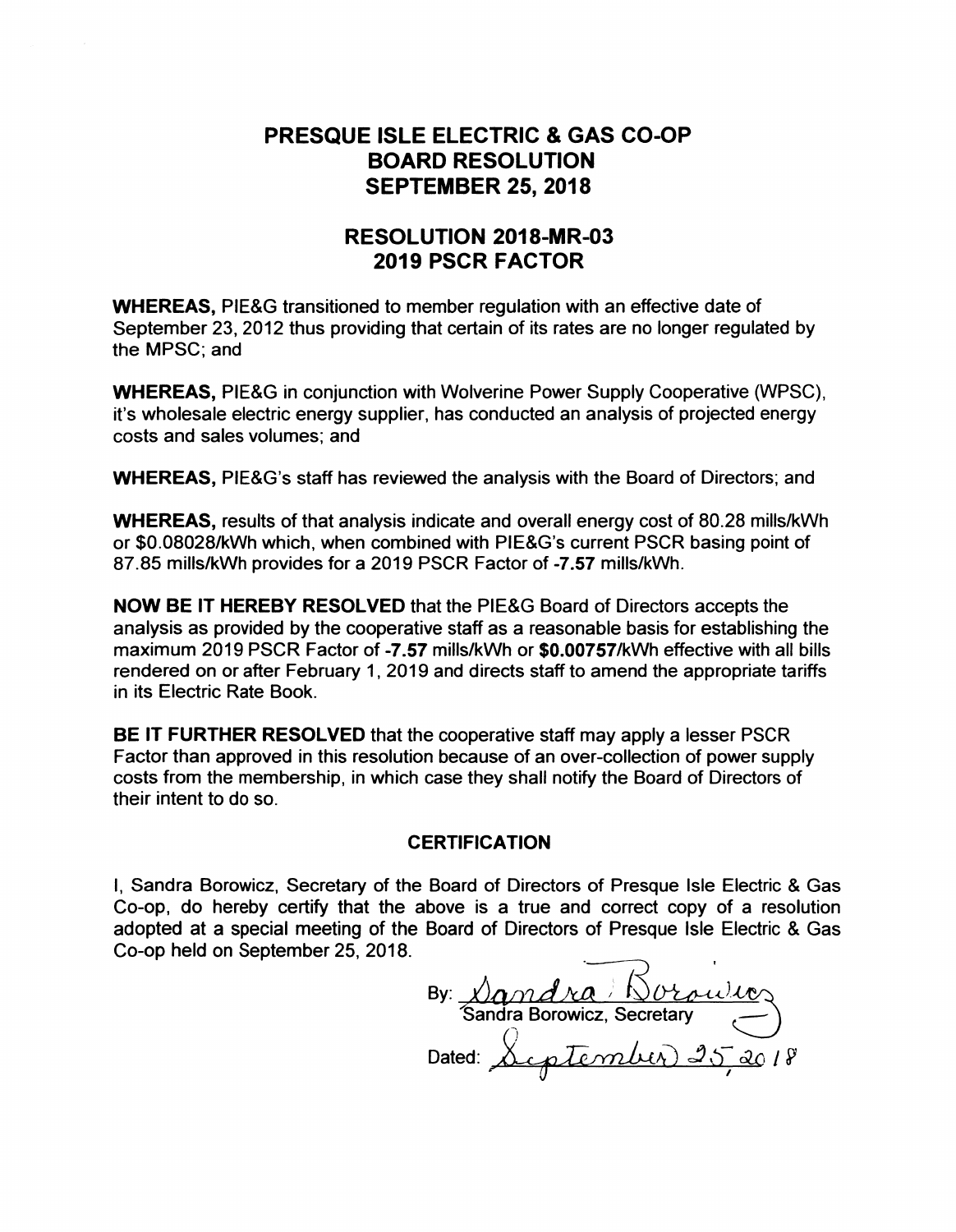# PRESQUE ISLE ELECTRIC & GAS CO-OP
# BOARD RESOLUTION
# SEPTEMBER 25, 2018

## RESOLUTION 2018-MR-03
## 2019 PSCR FACTOR

**WHEREAS,** PIE&G transitioned to member regulation with an effective date of September 23, 2012 thus providing that certain of its rates are no longer regulated by the MPSC; and

**WHEREAS,** PIE&G in conjunction with Wolverine Power Supply Cooperative (WPSC), it's wholesale electric energy supplier, has conducted an analysis of projected energy costs and sales volumes; and

**WHEREAS,** PIE&G's staff has reviewed the analysis with the Board of Directors; and

**WHEREAS,** results of that analysis indicate and overall energy cost of 80.28 mills/kWh or $0.08028/kWh which, when combined with PIE&G's current PSCR basing point of 87.85 mills/kWh provides for a 2019 PSCR Factor of **-7.57** mills/kWh.

**NOW BE IT HEREBY RESOLVED** that the PIE&G Board of Directors accepts the analysis as provided by the cooperative staff as a reasonable basis for establishing the maximum 2019 PSCR Factor of **-7.57** mills/kWh or **$0.00757**/kWh effective with all bills rendered on or after February 1, 2019 and directs staff to amend the appropriate tariffs in its Electric Rate Book.

**BE IT FURTHER RESOLVED** that the cooperative staff may apply a lesser PSCR Factor than approved in this resolution because of an over-collection of power supply costs from the membership, in which case they shall notify the Board of Directors of their intent to do so.

### CERTIFICATION

I, Sandra Borowicz, Secretary of the Board of Directors of Presque Isle Electric & Gas Co-op, do hereby certify that the above is a true and correct copy of a resolution adopted at a special meeting of the Board of Directors of Presque Isle Electric & Gas Co-op held on September 25, 2018.

By: *Sandra Borowicz*
Sandra Borowicz, Secretary

Dated: *September 25, 2018*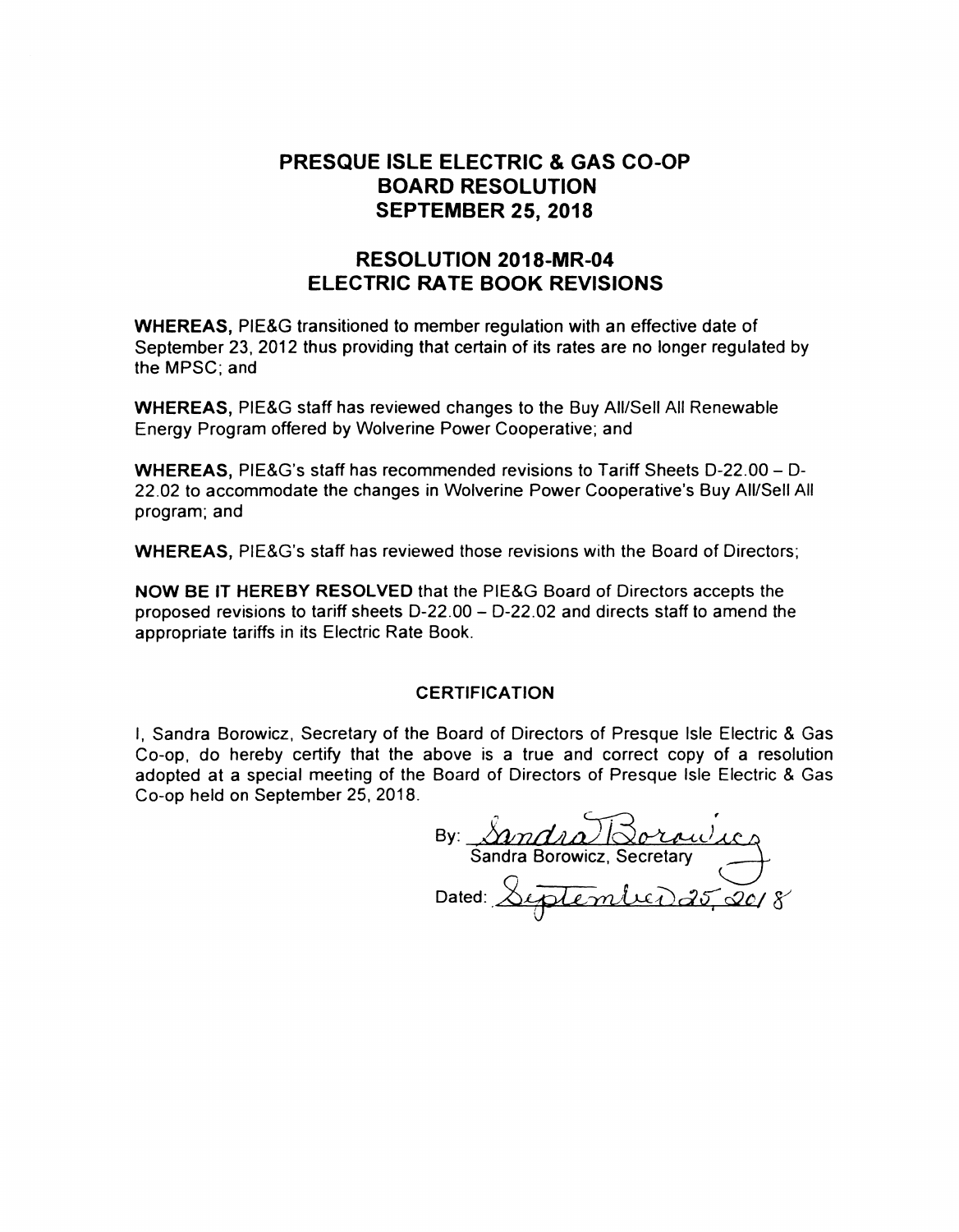# PRESQUE ISLE ELECTRIC & GAS CO-OP
# BOARD RESOLUTION
# SEPTEMBER 25, 2018

## RESOLUTION 2018-MR-04
## ELECTRIC RATE BOOK REVISIONS

**WHEREAS,** PIE&G transitioned to member regulation with an effective date of September 23, 2012 thus providing that certain of its rates are no longer regulated by the MPSC; and

**WHEREAS,** PIE&G staff has reviewed changes to the Buy All/Sell All Renewable Energy Program offered by Wolverine Power Cooperative; and

**WHEREAS,** PIE&G's staff has recommended revisions to Tariff Sheets D-22.00 – D-22.02 to accommodate the changes in Wolverine Power Cooperative's Buy All/Sell All program; and

**WHEREAS,** PIE&G's staff has reviewed those revisions with the Board of Directors;

**NOW BE IT HEREBY RESOLVED** that the PIE&G Board of Directors accepts the proposed revisions to tariff sheets D-22.00 – D-22.02 and directs staff to amend the appropriate tariffs in its Electric Rate Book.

### CERTIFICATION

I, Sandra Borowicz, Secretary of the Board of Directors of Presque Isle Electric & Gas Co-op, do hereby certify that the above is a true and correct copy of a resolution adopted at a special meeting of the Board of Directors of Presque Isle Electric & Gas Co-op held on September 25, 2018.

By: Sandra Borowicz
Sandra Borowicz, Secretary

Dated: September 25, 2018